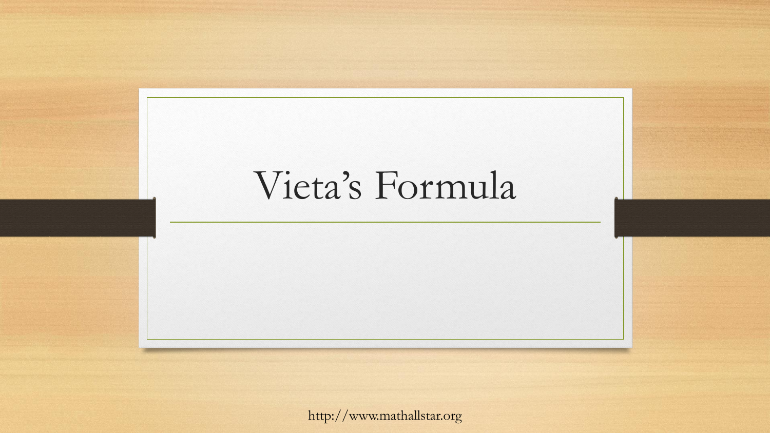# Vieta's Formula

http://www.mathallstar.org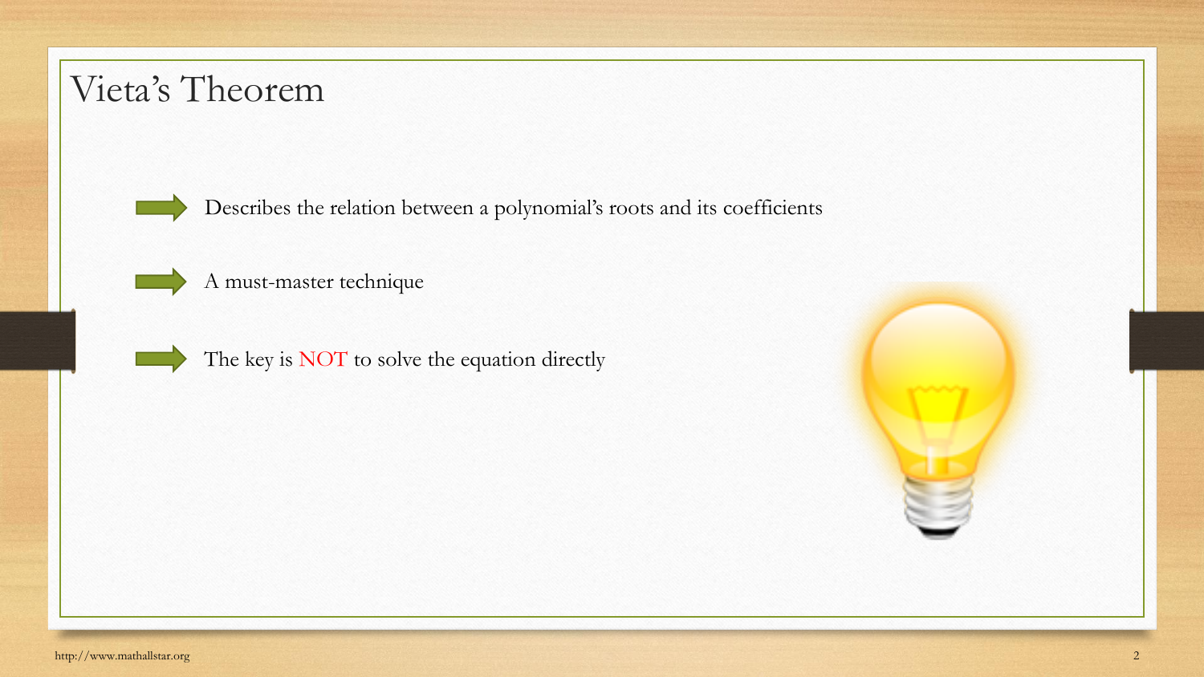# Vieta's Theorem

- Describes the relation between a polynomial's roots and its coefficients
- A must-master technique
- The key is NOT to solve the equation directly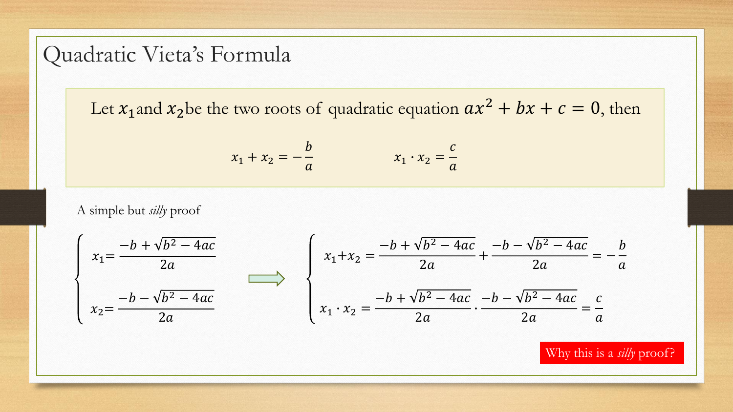# Quadratic Vieta's Formula

Let $x_1$ and $x_2$ be the two roots of quadratic equation $ax^2 + bx + c = 0$, then

$$x_1 + x_2 = -\frac{b}{a} \qquad\qquad x_1 \cdot x_2 = \frac{c}{a}$$

A simple but *silly* proof

$$\begin{cases} x_1 = \dfrac{-b + \sqrt{b^2 - 4ac}}{2a} \\[2ex] x_2 = \dfrac{-b - \sqrt{b^2 - 4ac}}{2a} \end{cases} \Longrightarrow \begin{cases} x_1 + x_2 = \dfrac{-b + \sqrt{b^2 - 4ac}}{2a} + \dfrac{-b - \sqrt{b^2 - 4ac}}{2a} = -\dfrac{b}{a} \\[2ex] x_1 \cdot x_2 = \dfrac{-b + \sqrt{b^2 - 4ac}}{2a} \cdot \dfrac{-b - \sqrt{b^2 - 4ac}}{2a} = \dfrac{c}{a} \end{cases}$$

Why this is a *silly* proof?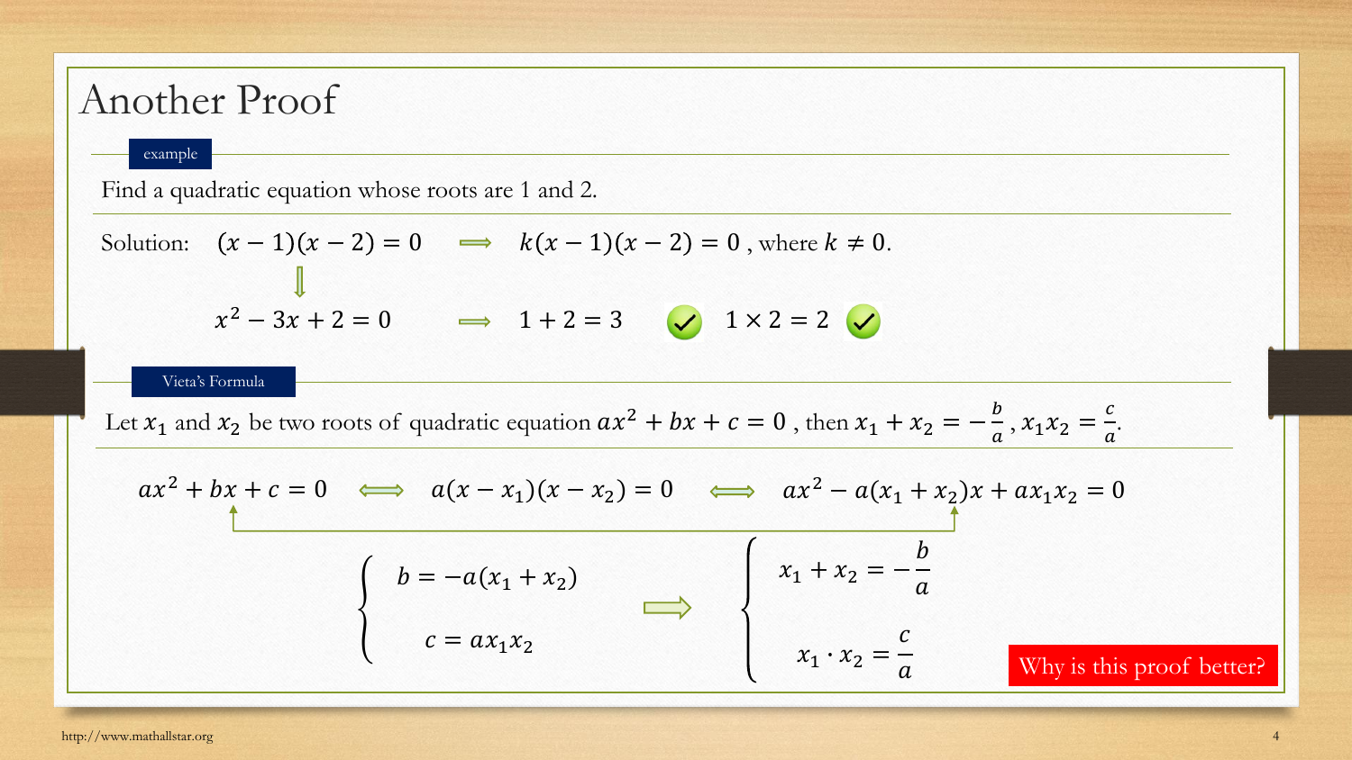# Another Proof

**example**

Find a quadratic equation whose roots are 1 and 2.

Solution: $(x-1)(x-2)=0 \implies k(x-1)(x-2)=0$, where $k \neq 0$.

$$\Downarrow$$

$x^2-3x+2=0 \implies 1+2=3$ ✓ $\quad 1\times 2=2$ ✓

**Vieta's Formula**

Let $x_1$ and $x_2$ be two roots of quadratic equation $ax^2+bx+c=0$, then $x_1+x_2=-\frac{b}{a}$, $x_1x_2=\frac{c}{a}$.

$$ax^2+bx+c=0 \iff a(x-x_1)(x-x_2)=0 \iff ax^2-a(x_1+x_2)x+ax_1x_2=0$$

$$\begin{cases} b=-a(x_1+x_2) \\ c=ax_1x_2 \end{cases} \implies \begin{cases} x_1+x_2=-\dfrac{b}{a} \\ x_1\cdot x_2=\dfrac{c}{a} \end{cases}$$

Why is this proof better?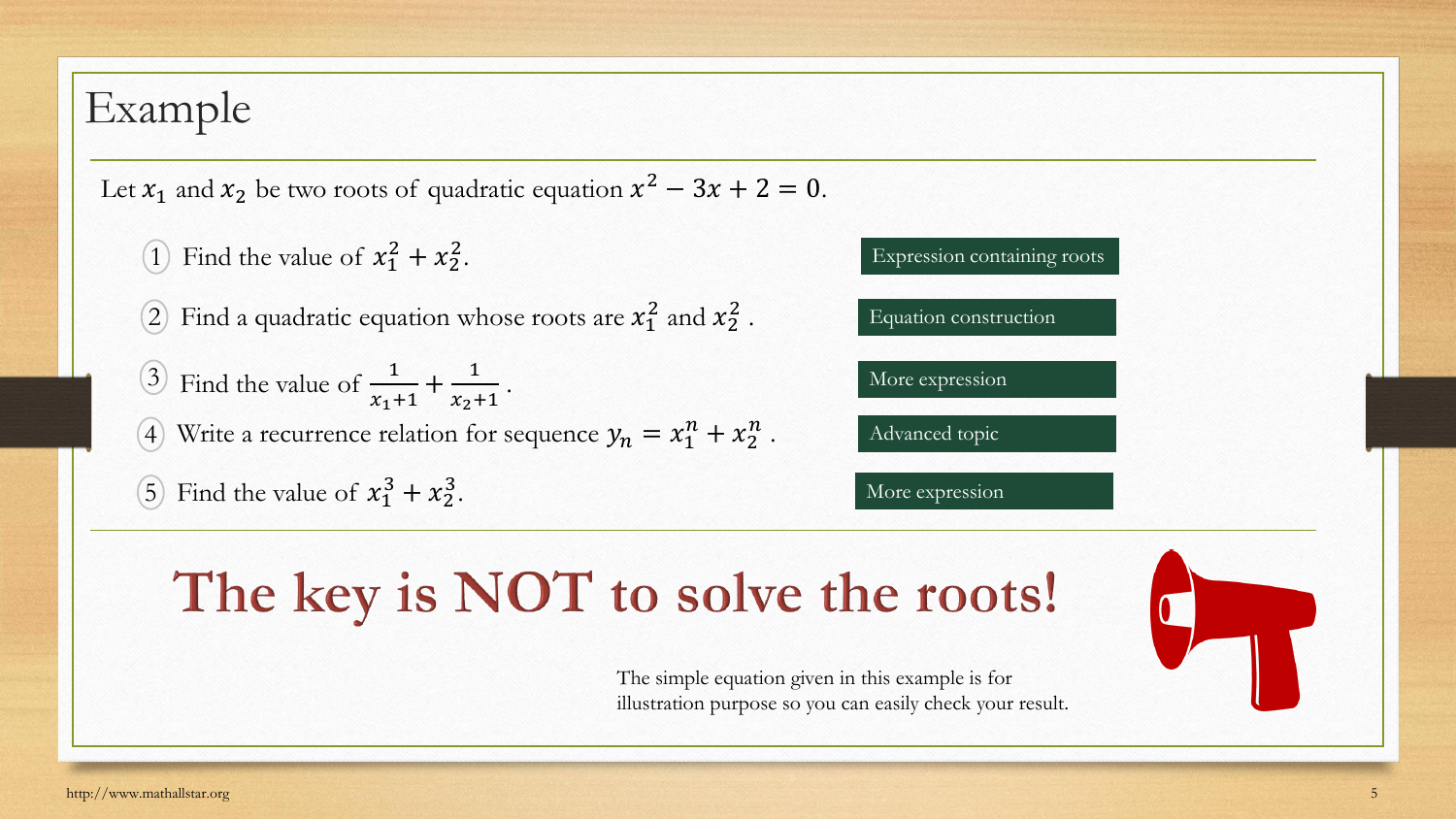# Example

Let $x_1$ and $x_2$ be two roots of quadratic equation $x^2 - 3x + 2 = 0$.

1. Find the value of $x_1^2 + x_2^2$. — Expression containing roots
2. Find a quadratic equation whose roots are $x_1^2$ and $x_2^2$. — Equation construction
3. Find the value of $\frac{1}{x_1+1} + \frac{1}{x_2+1}$. — More expression
4. Write a recurrence relation for sequence $y_n = x_1^n + x_2^n$. — Advanced topic
5. Find the value of $x_1^3 + x_2^3$. — More expression

**The key is NOT to solve the roots!**

The simple equation given in this example is for illustration purpose so you can easily check your result.

http://www.mathallstar.org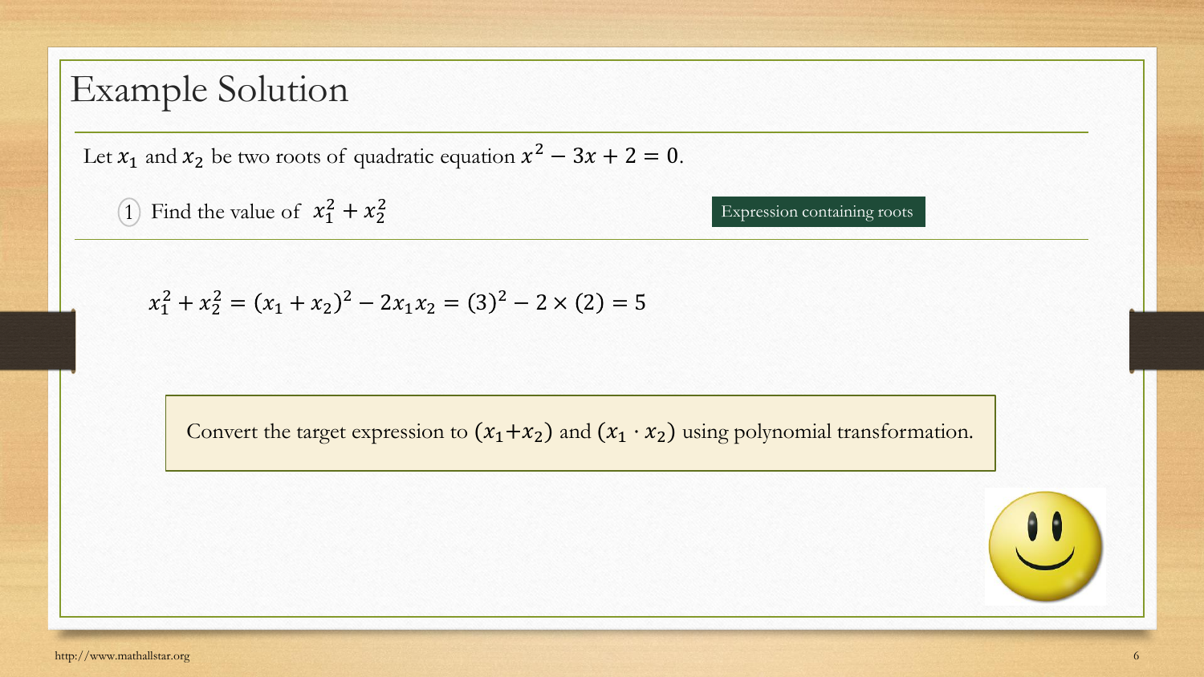# Example Solution

Let $x_1$ and $x_2$ be two roots of quadratic equation $x^2 - 3x + 2 = 0$.

① Find the value of $x_1^2 + x_2^2$

Expression containing roots

$$x_1^2 + x_2^2 = (x_1 + x_2)^2 - 2x_1x_2 = (3)^2 - 2 \times (2) = 5$$

Convert the target expression to $(x_1 + x_2)$ and $(x_1 \cdot x_2)$ using polynomial transformation.

http://www.mathallstar.org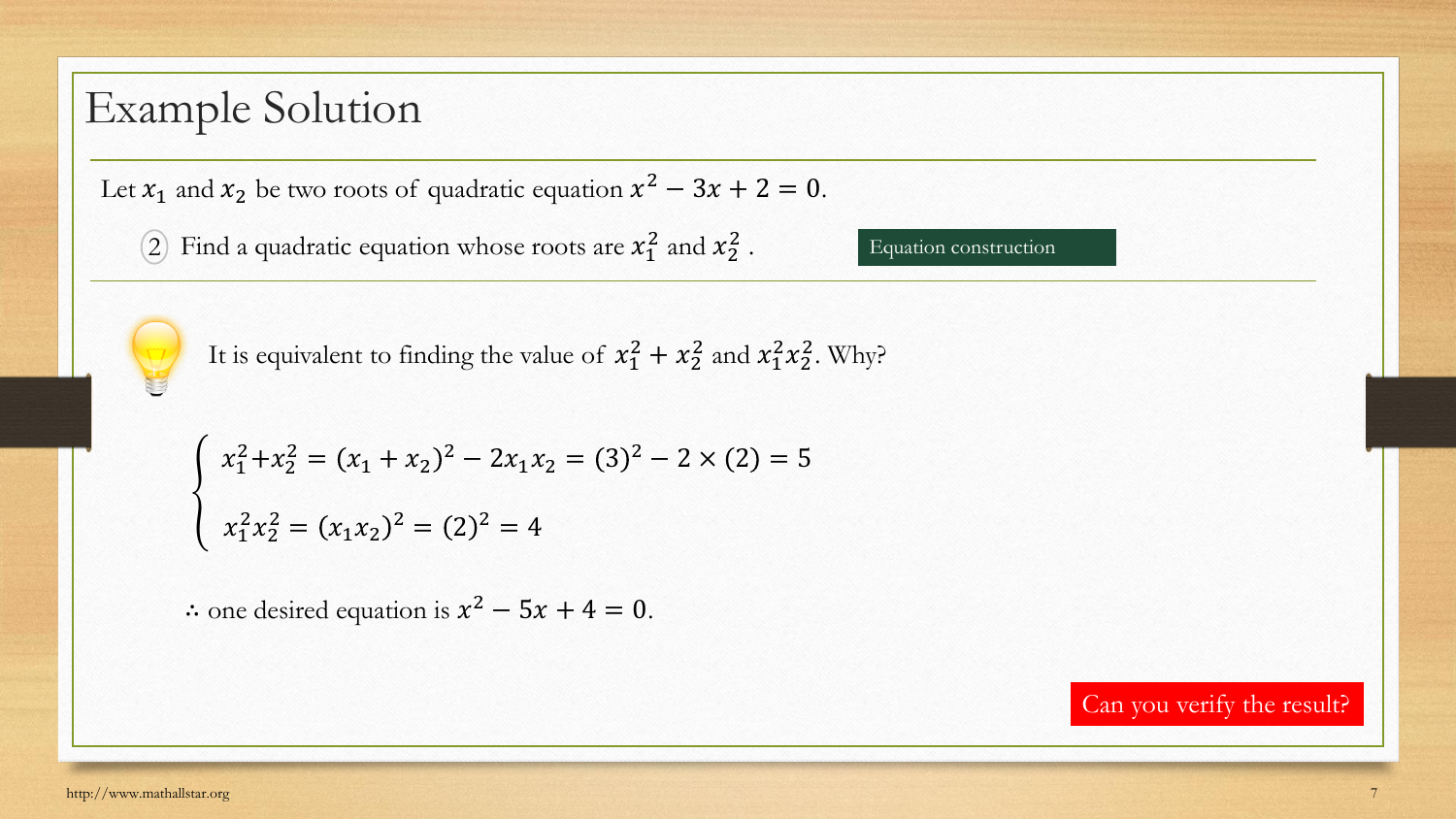# Example Solution

Let $x_1$ and $x_2$ be two roots of quadratic equation $x^2 - 3x + 2 = 0$.

(2) Find a quadratic equation whose roots are $x_1^2$ and $x_2^2$ .

Equation construction

It is equivalent to finding the value of $x_1^2 + x_2^2$ and $x_1^2 x_2^2$. Why?

$$
\begin{cases}
x_1^2 + x_2^2 = (x_1 + x_2)^2 - 2x_1 x_2 = (3)^2 - 2 \times (2) = 5 \\
x_1^2 x_2^2 = (x_1 x_2)^2 = (2)^2 = 4
\end{cases}
$$

$\therefore$ one desired equation is $x^2 - 5x + 4 = 0$.

Can you verify the result?

http://www.mathallstar.org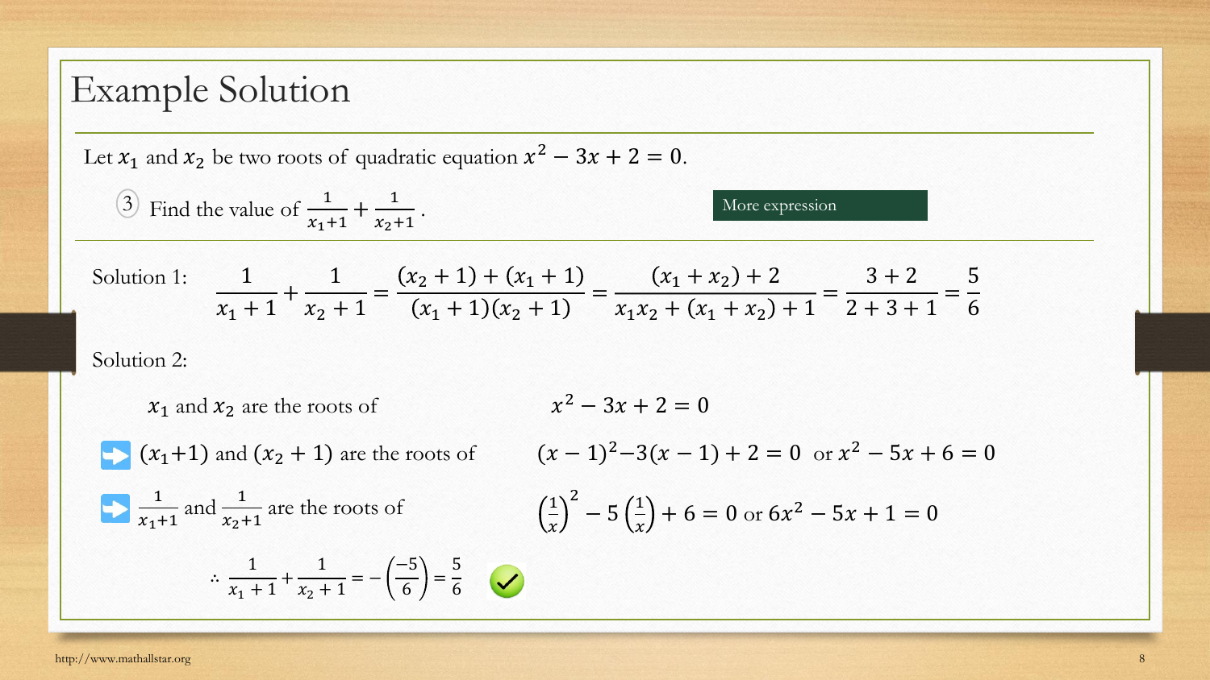# Example Solution

Let $x_1$ and $x_2$ be two roots of quadratic equation $x^2 - 3x + 2 = 0$.

③ Find the value of $\frac{1}{x_1+1} + \frac{1}{x_2+1}$.

More expression

Solution 1:

$$\frac{1}{x_1+1} + \frac{1}{x_2+1} = \frac{(x_2+1)+(x_1+1)}{(x_1+1)(x_2+1)} = \frac{(x_1+x_2)+2}{x_1x_2+(x_1+x_2)+1} = \frac{3+2}{2+3+1} = \frac{5}{6}$$

Solution 2:

$x_1$ and $x_2$ are the roots of $x^2 - 3x + 2 = 0$

➡ $(x_1+1)$ and $(x_2+1)$ are the roots of $(x-1)^2 - 3(x-1) + 2 = 0$ or $x^2 - 5x + 6 = 0$

➡ $\frac{1}{x_1+1}$ and $\frac{1}{x_2+1}$ are the roots of $\left(\frac{1}{x}\right)^2 - 5\left(\frac{1}{x}\right) + 6 = 0$ or $6x^2 - 5x + 1 = 0$

$$\therefore \frac{1}{x_1+1} + \frac{1}{x_2+1} = -\left(\frac{-5}{6}\right) = \frac{5}{6}$$ ✓

http://www.mathallstar.org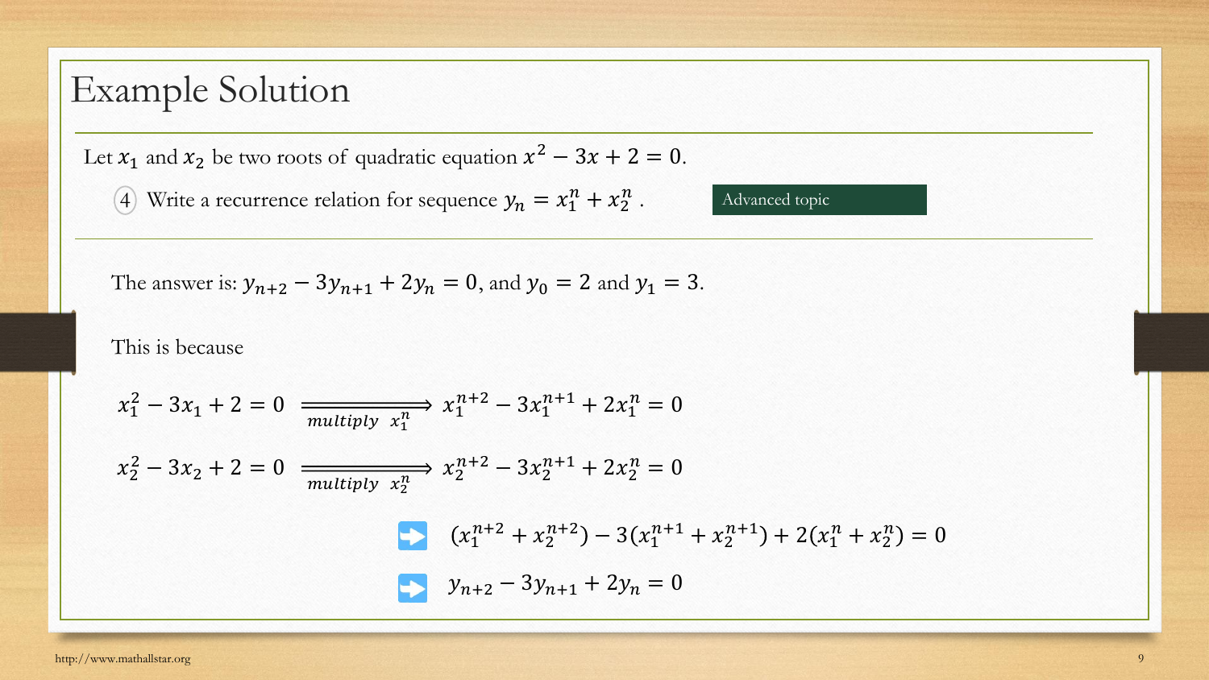# Example Solution

Let $x_1$ and $x_2$ be two roots of quadratic equation $x^2 - 3x + 2 = 0$.

4. Write a recurrence relation for sequence $y_n = x_1^n + x_2^n$ .

Advanced topic

The answer is: $y_{n+2} - 3y_{n+1} + 2y_n = 0$, and $y_0 = 2$ and $y_1 = 3$.

This is because

$$x_1^2 - 3x_1 + 2 = 0 \xrightarrow[\text{multiply } x_1^n]{} x_1^{n+2} - 3x_1^{n+1} + 2x_1^n = 0$$

$$x_2^2 - 3x_2 + 2 = 0 \xrightarrow[\text{multiply } x_2^n]{} x_2^{n+2} - 3x_2^{n+1} + 2x_2^n = 0$$

$$\Rightarrow \quad (x_1^{n+2} + x_2^{n+2}) - 3(x_1^{n+1} + x_2^{n+1}) + 2(x_1^n + x_2^n) = 0$$

$$\Rightarrow \quad y_{n+2} - 3y_{n+1} + 2y_n = 0$$

http://www.mathallstar.org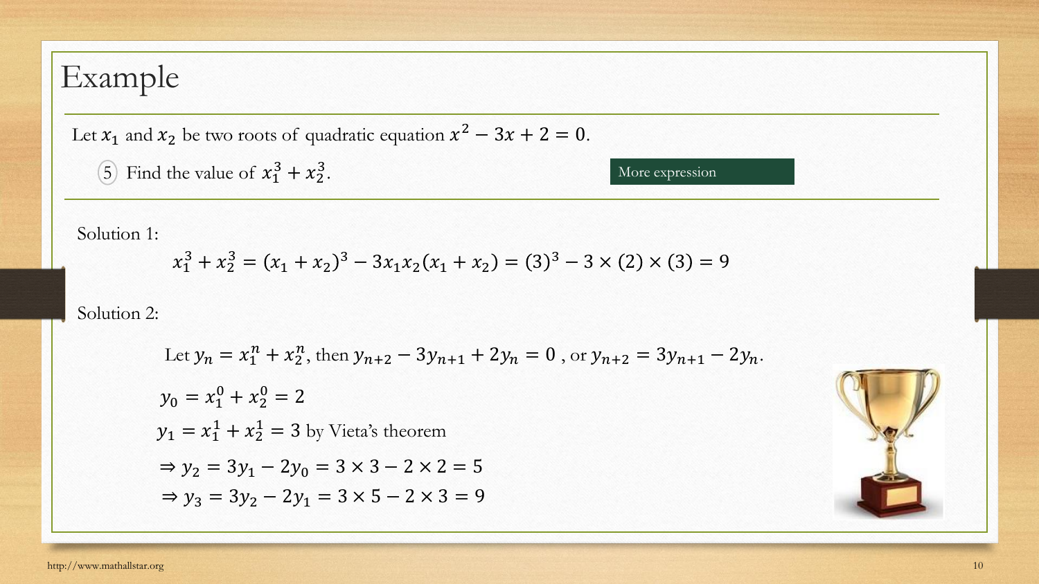# Example

Let $x_1$ and $x_2$ be two roots of quadratic equation $x^2 - 3x + 2 = 0$.

5. Find the value of $x_1^3 + x_2^3$.

More expression

Solution 1:

$$x_1^3 + x_2^3 = (x_1 + x_2)^3 - 3x_1x_2(x_1 + x_2) = (3)^3 - 3 \times (2) \times (3) = 9$$

Solution 2:

Let $y_n = x_1^n + x_2^n$, then $y_{n+2} - 3y_{n+1} + 2y_n = 0$ , or $y_{n+2} = 3y_{n+1} - 2y_n$.

$y_0 = x_1^0 + x_2^0 = 2$

$y_1 = x_1^1 + x_2^1 = 3$ by Vieta's theorem

$\Rightarrow y_2 = 3y_1 - 2y_0 = 3 \times 3 - 2 \times 2 = 5$

$\Rightarrow y_3 = 3y_2 - 2y_1 = 3 \times 5 - 2 \times 3 = 9$

http://www.mathallstar.org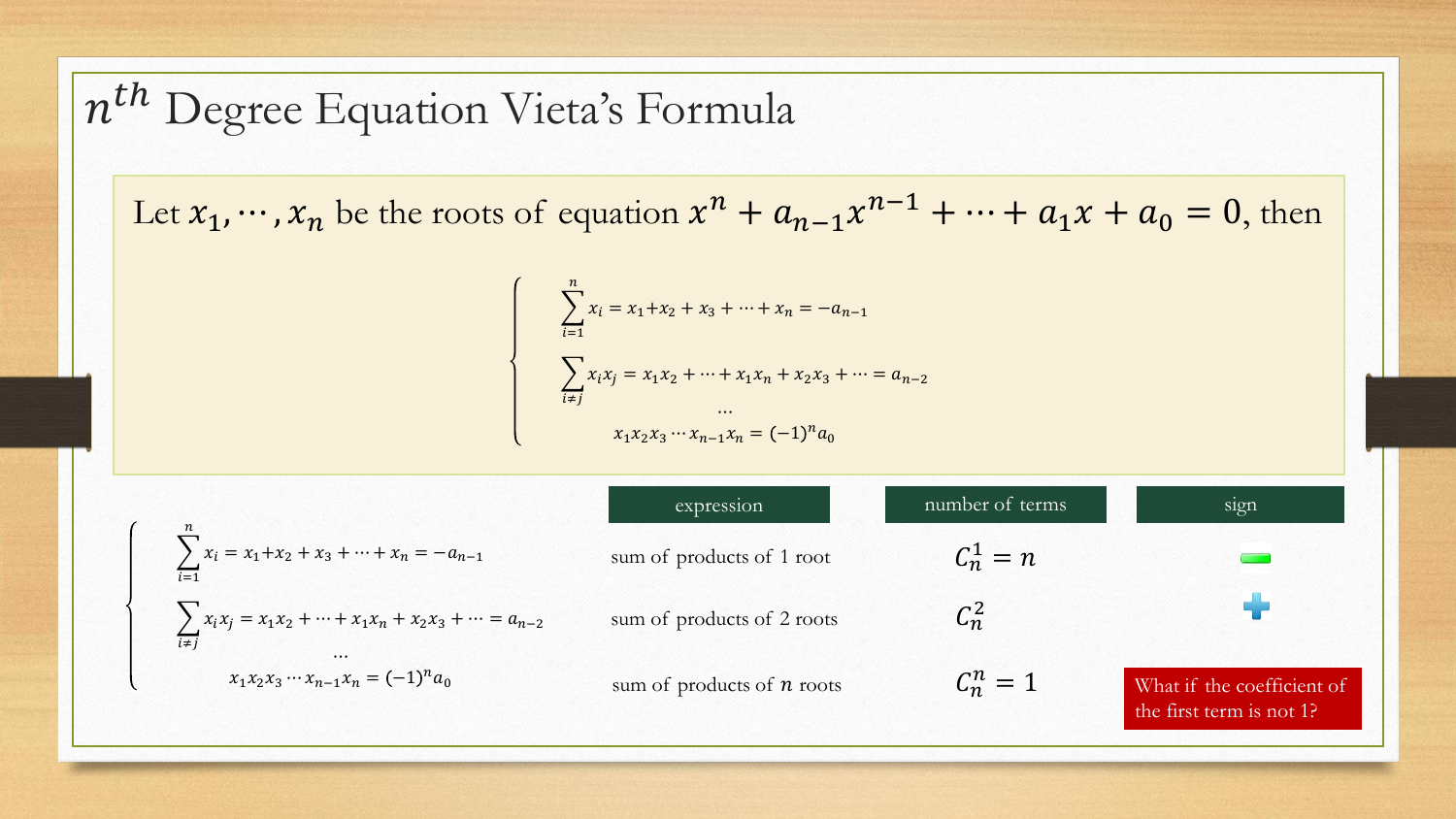# $n^{th}$ Degree Equation Vieta's Formula

Let $x_1, \cdots, x_n$ be the roots of equation $x^n + a_{n-1}x^{n-1} + \cdots + a_1 x + a_0 = 0$, then

$$
\begin{cases}
\sum_{i=1}^{n} x_i = x_1 + x_2 + x_3 + \cdots + x_n = -a_{n-1} \\
\sum_{i \neq j} x_i x_j = x_1 x_2 + \cdots + x_1 x_n + x_2 x_3 + \cdots = a_{n-2} \\
\cdots \\
x_1 x_2 x_3 \cdots x_{n-1} x_n = (-1)^n a_0
\end{cases}
$$

| | expression | number of terms | sign |
|---|---|---|---|
| $\sum_{i=1}^{n} x_i = x_1 + x_2 + x_3 + \cdots + x_n = -a_{n-1}$ | sum of products of 1 root | $C_n^1 = n$ | − |
| $\sum_{i \neq j} x_i x_j = x_1 x_2 + \cdots + x_1 x_n + x_2 x_3 + \cdots = a_{n-2}$ | sum of products of 2 roots | $C_n^2$ | + |
| $\cdots$ | | | |
| $x_1 x_2 x_3 \cdots x_{n-1} x_n = (-1)^n a_0$ | sum of products of $n$ roots | $C_n^n = 1$ | |

What if the coefficient of the first term is not 1?